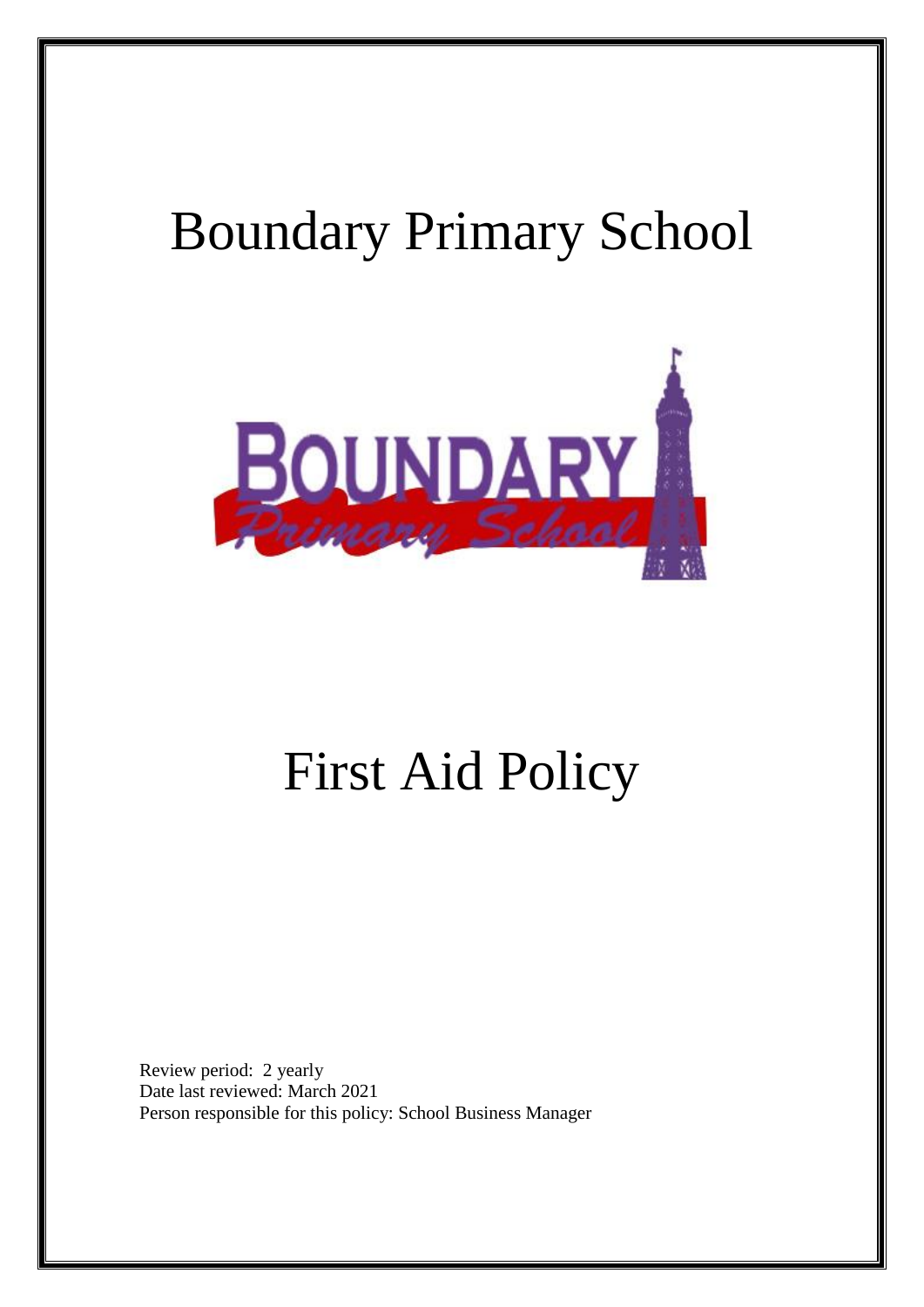# Boundary Primary School

# First Aid Policy

Review period: 2 yearly
Date last reviewed: March 2021
Person responsible for this policy: School Business Manager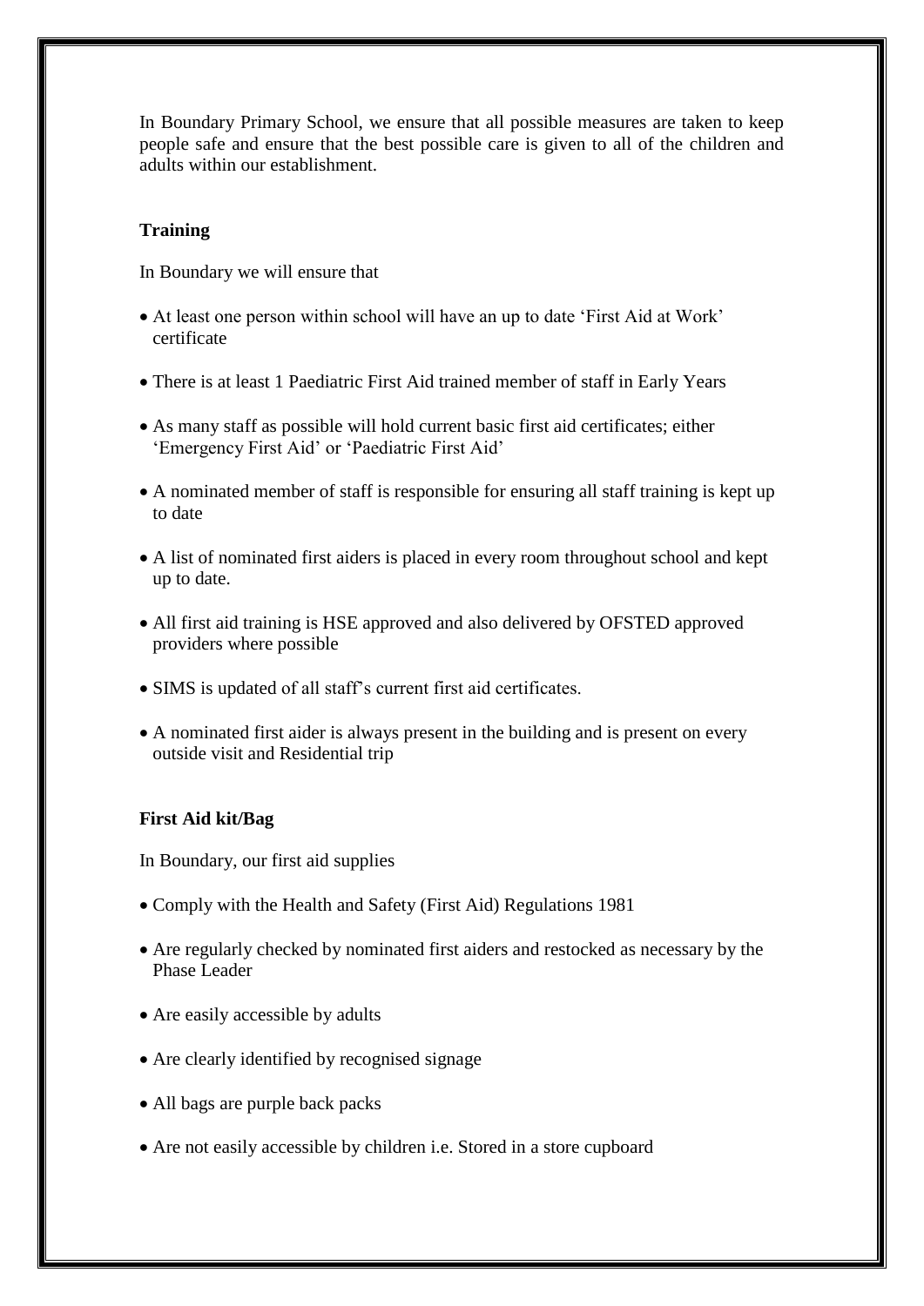In Boundary Primary School, we ensure that all possible measures are taken to keep people safe and ensure that the best possible care is given to all of the children and adults within our establishment.

### Training

In Boundary we will ensure that

- At least one person within school will have an up to date 'First Aid at Work' certificate
- There is at least 1 Paediatric First Aid trained member of staff in Early Years
- As many staff as possible will hold current basic first aid certificates; either 'Emergency First Aid' or 'Paediatric First Aid'
- A nominated member of staff is responsible for ensuring all staff training is kept up to date
- A list of nominated first aiders is placed in every room throughout school and kept up to date.
- All first aid training is HSE approved and also delivered by OFSTED approved providers where possible
- SIMS is updated of all staff's current first aid certificates.
- A nominated first aider is always present in the building and is present on every outside visit and Residential trip

### First Aid kit/Bag

In Boundary, our first aid supplies

- Comply with the Health and Safety (First Aid) Regulations 1981
- Are regularly checked by nominated first aiders and restocked as necessary by the Phase Leader
- Are easily accessible by adults
- Are clearly identified by recognised signage
- All bags are purple back packs
- Are not easily accessible by children i.e. Stored in a store cupboard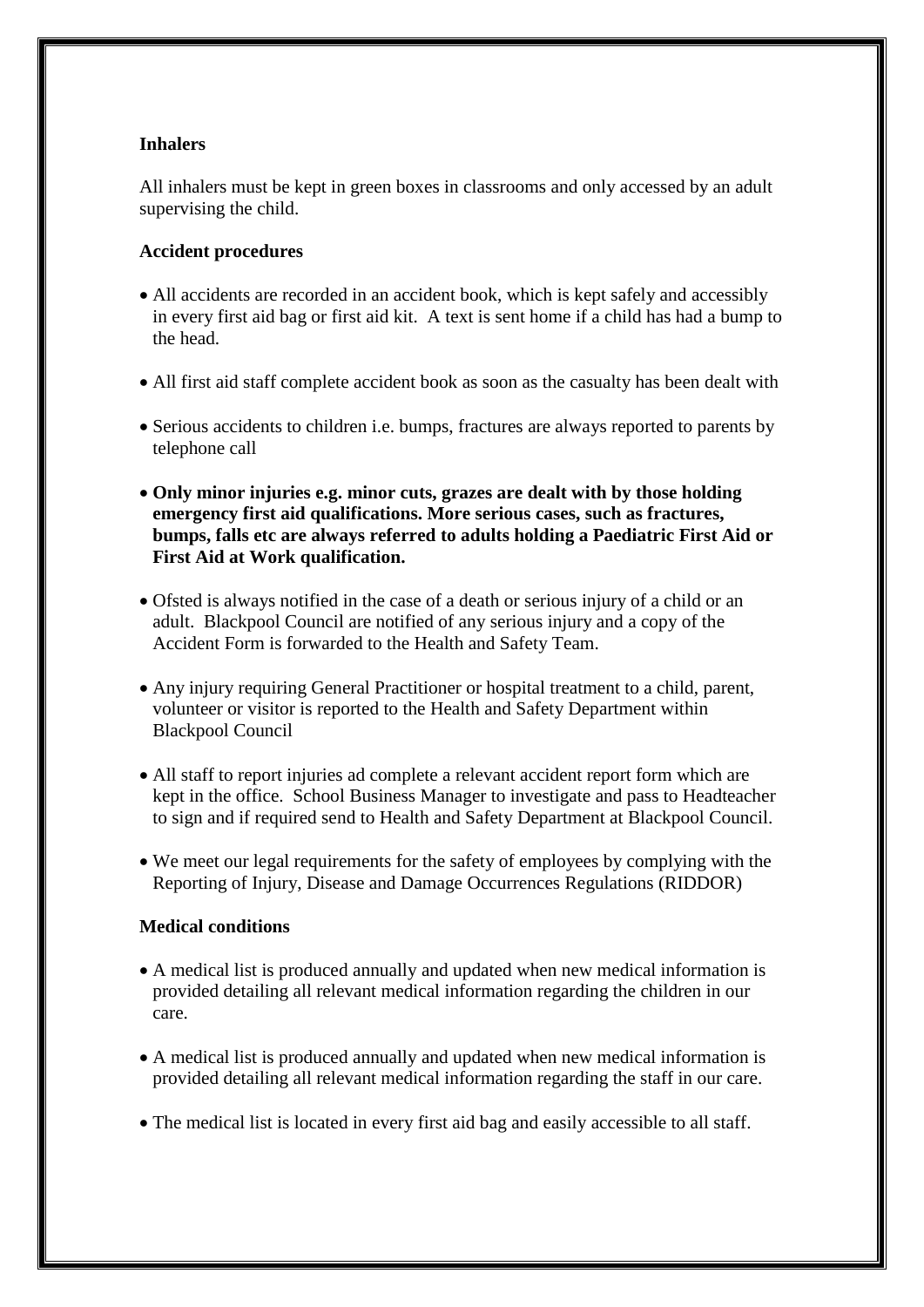**Inhalers**

All inhalers must be kept in green boxes in classrooms and only accessed by an adult supervising the child.

**Accident procedures**

- All accidents are recorded in an accident book, which is kept safely and accessibly in every first aid bag or first aid kit. A text is sent home if a child has had a bump to the head.
- All first aid staff complete accident book as soon as the casualty has been dealt with
- Serious accidents to children i.e. bumps, fractures are always reported to parents by telephone call
- **Only minor injuries e.g. minor cuts, grazes are dealt with by those holding emergency first aid qualifications. More serious cases, such as fractures, bumps, falls etc are always referred to adults holding a Paediatric First Aid or First Aid at Work qualification.**
- Ofsted is always notified in the case of a death or serious injury of a child or an adult. Blackpool Council are notified of any serious injury and a copy of the Accident Form is forwarded to the Health and Safety Team.
- Any injury requiring General Practitioner or hospital treatment to a child, parent, volunteer or visitor is reported to the Health and Safety Department within Blackpool Council
- All staff to report injuries ad complete a relevant accident report form which are kept in the office. School Business Manager to investigate and pass to Headteacher to sign and if required send to Health and Safety Department at Blackpool Council.
- We meet our legal requirements for the safety of employees by complying with the Reporting of Injury, Disease and Damage Occurrences Regulations (RIDDOR)

**Medical conditions**

- A medical list is produced annually and updated when new medical information is provided detailing all relevant medical information regarding the children in our care.
- A medical list is produced annually and updated when new medical information is provided detailing all relevant medical information regarding the staff in our care.
- The medical list is located in every first aid bag and easily accessible to all staff.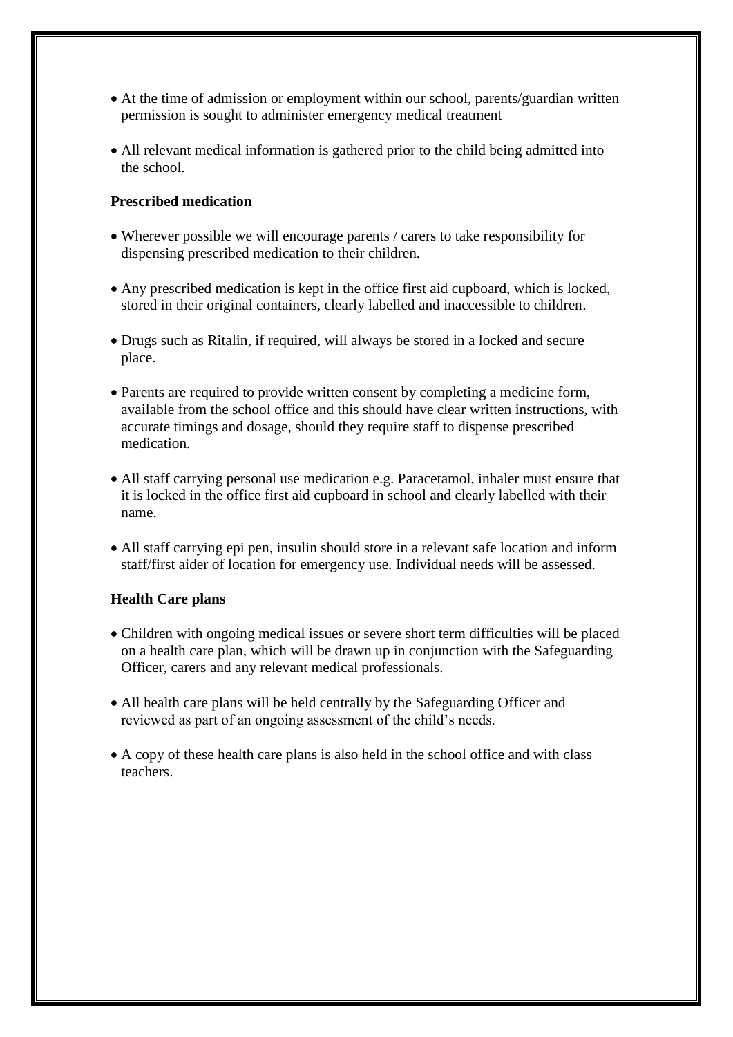- At the time of admission or employment within our school, parents/guardian written permission is sought to administer emergency medical treatment
- All relevant medical information is gathered prior to the child being admitted into the school.

**Prescribed medication**

- Wherever possible we will encourage parents / carers to take responsibility for dispensing prescribed medication to their children.
- Any prescribed medication is kept in the office first aid cupboard, which is locked, stored in their original containers, clearly labelled and inaccessible to children.
- Drugs such as Ritalin, if required, will always be stored in a locked and secure place.
- Parents are required to provide written consent by completing a medicine form, available from the school office and this should have clear written instructions, with accurate timings and dosage, should they require staff to dispense prescribed medication.
- All staff carrying personal use medication e.g. Paracetamol, inhaler must ensure that it is locked in the office first aid cupboard in school and clearly labelled with their name.
- All staff carrying epi pen, insulin should store in a relevant safe location and inform staff/first aider of location for emergency use. Individual needs will be assessed.

**Health Care plans**

- Children with ongoing medical issues or severe short term difficulties will be placed on a health care plan, which will be drawn up in conjunction with the Safeguarding Officer, carers and any relevant medical professionals.
- All health care plans will be held centrally by the Safeguarding Officer and reviewed as part of an ongoing assessment of the child's needs.
- A copy of these health care plans is also held in the school office and with class teachers.